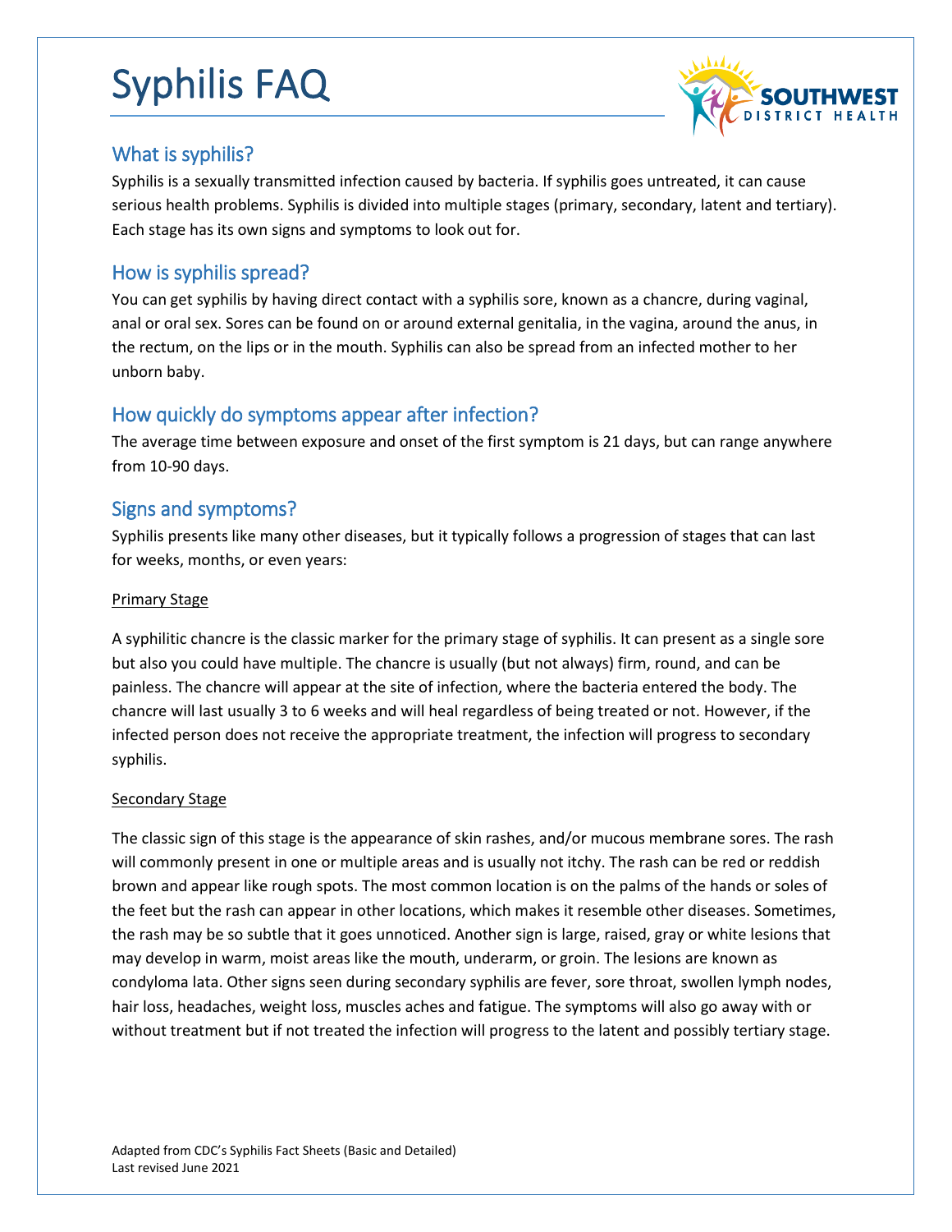# Syphilis FAQ

## What is syphilis?

Syphilis is a sexually transmitted infection caused by bacteria. If syphilis goes untreated, it can cause serious health problems. Syphilis is divided into multiple stages (primary, secondary, latent and tertiary). Each stage has its own signs and symptoms to look out for.

## How is syphilis spread?

You can get syphilis by having direct contact with a syphilis sore, known as a chancre, during vaginal, anal or oral sex. Sores can be found on or around external genitalia, in the vagina, around the anus, in the rectum, on the lips or in the mouth. Syphilis can also be spread from an infected mother to her unborn baby.

## How quickly do symptoms appear after infection?

The average time between exposure and onset of the first symptom is 21 days, but can range anywhere from 10-90 days.

## Signs and symptoms?

Syphilis presents like many other diseases, but it typically follows a progression of stages that can last for weeks, months, or even years:

### Primary Stage

A syphilitic chancre is the classic marker for the primary stage of syphilis. It can present as a single sore but also you could have multiple. The chancre is usually (but not always) firm, round, and can be painless. The chancre will appear at the site of infection, where the bacteria entered the body. The chancre will last usually 3 to 6 weeks and will heal regardless of being treated or not. However, if the infected person does not receive the appropriate treatment, the infection will progress to secondary syphilis.

### Secondary Stage

The classic sign of this stage is the appearance of skin rashes, and/or mucous membrane sores. The rash will commonly present in one or multiple areas and is usually not itchy. The rash can be red or reddish brown and appear like rough spots. The most common location is on the palms of the hands or soles of the feet but the rash can appear in other locations, which makes it resemble other diseases. Sometimes, the rash may be so subtle that it goes unnoticed. Another sign is large, raised, gray or white lesions that may develop in warm, moist areas like the mouth, underarm, or groin. The lesions are known as condyloma lata. Other signs seen during secondary syphilis are fever, sore throat, swollen lymph nodes, hair loss, headaches, weight loss, muscles aches and fatigue. The symptoms will also go away with or without treatment but if not treated the infection will progress to the latent and possibly tertiary stage.

Adapted from CDC's Syphilis Fact Sheets (Basic and Detailed)
Last revised June 2021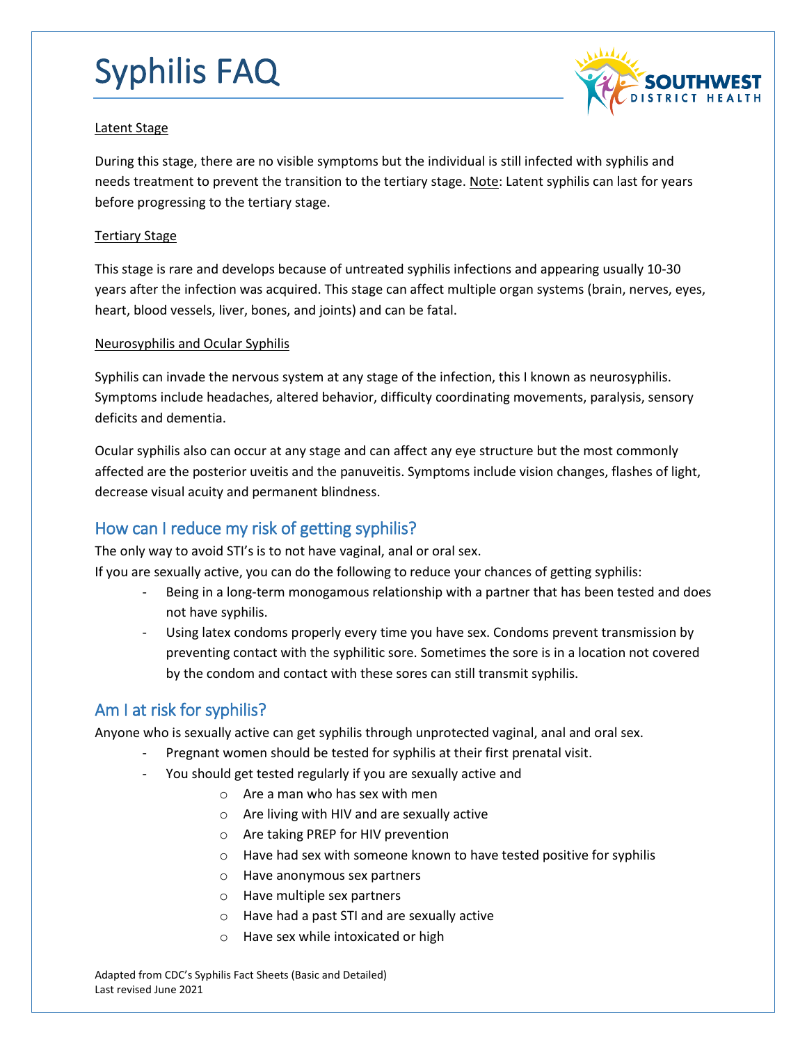# Syphilis FAQ

Latent Stage

During this stage, there are no visible symptoms but the individual is still infected with syphilis and needs treatment to prevent the transition to the tertiary stage. Note: Latent syphilis can last for years before progressing to the tertiary stage.

Tertiary Stage

This stage is rare and develops because of untreated syphilis infections and appearing usually 10-30 years after the infection was acquired. This stage can affect multiple organ systems (brain, nerves, eyes, heart, blood vessels, liver, bones, and joints) and can be fatal.

Neurosyphilis and Ocular Syphilis

Syphilis can invade the nervous system at any stage of the infection, this I known as neurosyphilis. Symptoms include headaches, altered behavior, difficulty coordinating movements, paralysis, sensory deficits and dementia.

Ocular syphilis also can occur at any stage and can affect any eye structure but the most commonly affected are the posterior uveitis and the panuveitis. Symptoms include vision changes, flashes of light, decrease visual acuity and permanent blindness.

## How can I reduce my risk of getting syphilis?

The only way to avoid STI's is to not have vaginal, anal or oral sex.

If you are sexually active, you can do the following to reduce your chances of getting syphilis:

- Being in a long-term monogamous relationship with a partner that has been tested and does not have syphilis.
- Using latex condoms properly every time you have sex. Condoms prevent transmission by preventing contact with the syphilitic sore. Sometimes the sore is in a location not covered by the condom and contact with these sores can still transmit syphilis.

## Am I at risk for syphilis?

Anyone who is sexually active can get syphilis through unprotected vaginal, anal and oral sex.

- Pregnant women should be tested for syphilis at their first prenatal visit.
- You should get tested regularly if you are sexually active and
  - Are a man who has sex with men
  - Are living with HIV and are sexually active
  - Are taking PREP for HIV prevention
  - Have had sex with someone known to have tested positive for syphilis
  - Have anonymous sex partners
  - Have multiple sex partners
  - Have had a past STI and are sexually active
  - Have sex while intoxicated or high

Adapted from CDC's Syphilis Fact Sheets (Basic and Detailed)
Last revised June 2021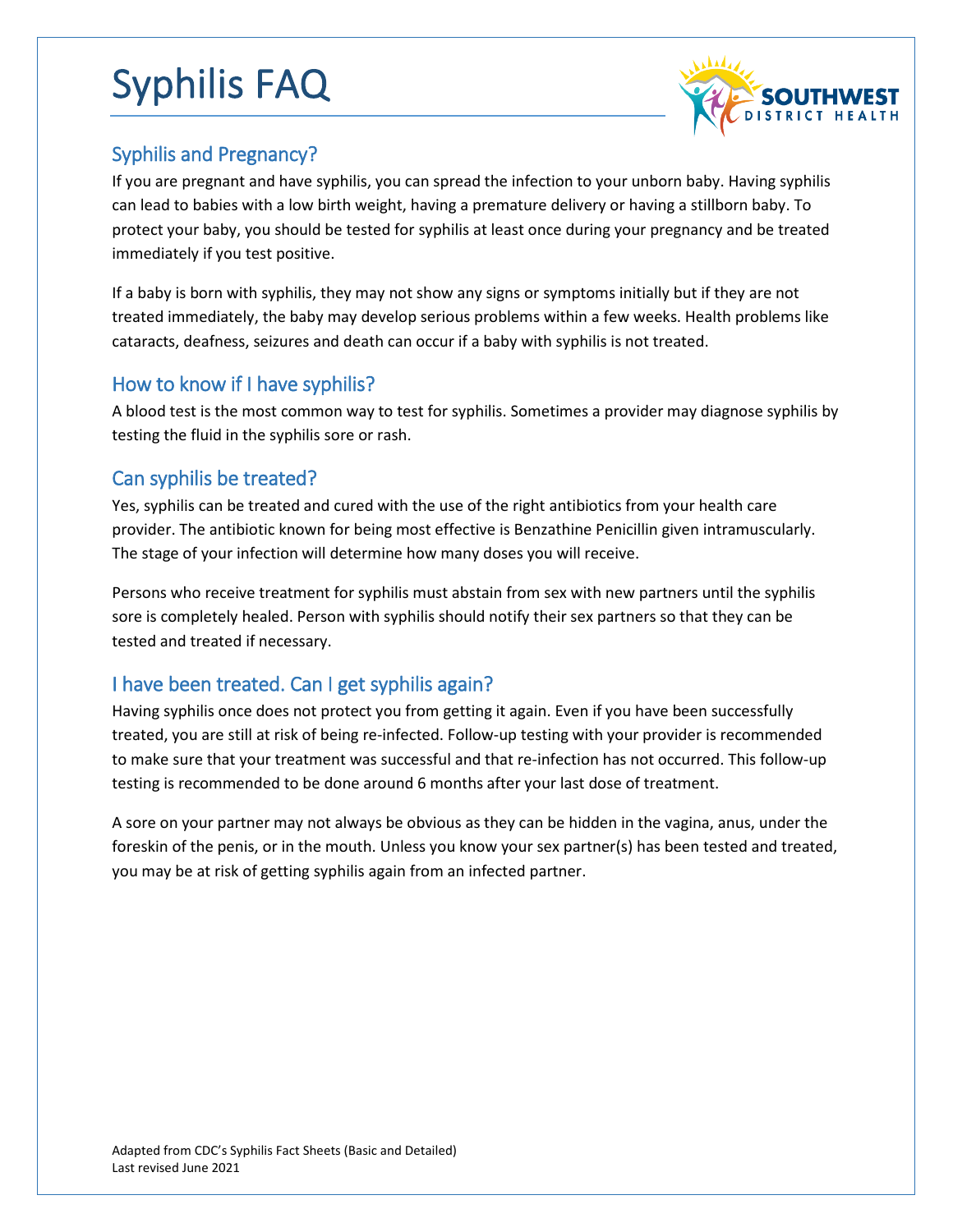# Syphilis FAQ

## Syphilis and Pregnancy?

If you are pregnant and have syphilis, you can spread the infection to your unborn baby. Having syphilis can lead to babies with a low birth weight, having a premature delivery or having a stillborn baby. To protect your baby, you should be tested for syphilis at least once during your pregnancy and be treated immediately if you test positive.

If a baby is born with syphilis, they may not show any signs or symptoms initially but if they are not treated immediately, the baby may develop serious problems within a few weeks. Health problems like cataracts, deafness, seizures and death can occur if a baby with syphilis is not treated.

## How to know if I have syphilis?

A blood test is the most common way to test for syphilis. Sometimes a provider may diagnose syphilis by testing the fluid in the syphilis sore or rash.

## Can syphilis be treated?

Yes, syphilis can be treated and cured with the use of the right antibiotics from your health care provider. The antibiotic known for being most effective is Benzathine Penicillin given intramuscularly. The stage of your infection will determine how many doses you will receive.

Persons who receive treatment for syphilis must abstain from sex with new partners until the syphilis sore is completely healed. Person with syphilis should notify their sex partners so that they can be tested and treated if necessary.

## I have been treated. Can I get syphilis again?

Having syphilis once does not protect you from getting it again. Even if you have been successfully treated, you are still at risk of being re-infected. Follow-up testing with your provider is recommended to make sure that your treatment was successful and that re-infection has not occurred. This follow-up testing is recommended to be done around 6 months after your last dose of treatment.

A sore on your partner may not always be obvious as they can be hidden in the vagina, anus, under the foreskin of the penis, or in the mouth. Unless you know your sex partner(s) has been tested and treated, you may be at risk of getting syphilis again from an infected partner.

Adapted from CDC's Syphilis Fact Sheets (Basic and Detailed)
Last revised June 2021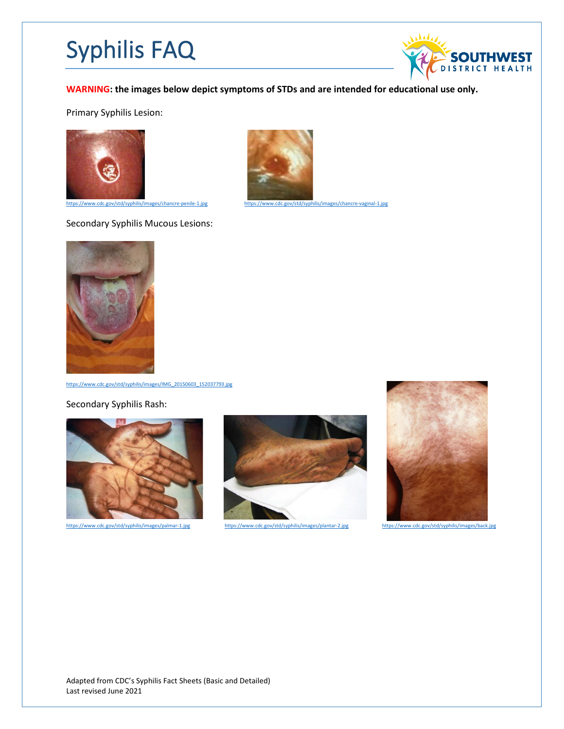# Syphilis FAQ

**WARNING: the images below depict symptoms of STDs and are intended for educational use only.**

Primary Syphilis Lesion:

https://www.cdc.gov/std/syphilis/images/chancre-penile-1.jpg

https://www.cdc.gov/std/syphilis/images/chancre-vaginal-1.jpg

Secondary Syphilis Mucous Lesions:

https://www.cdc.gov/std/syphilis/images/IMG_20150603_152037793.jpg

Secondary Syphilis Rash:

https://www.cdc.gov/std/syphilis/images/palmar-1.jpg

https://www.cdc.gov/std/syphilis/images/plantar-2.jpg

https://www.cdc.gov/std/syphilis/images/back.jpg

Adapted from CDC's Syphilis Fact Sheets (Basic and Detailed)
Last revised June 2021